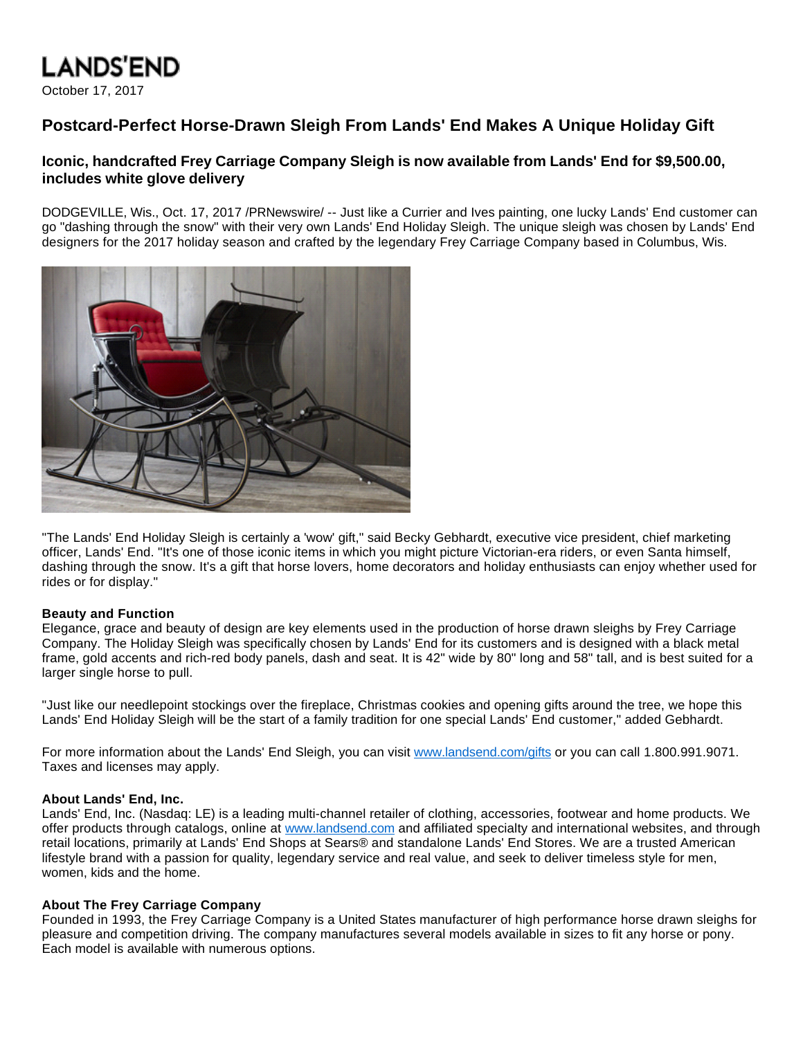LANDS'END

October 17, 2017

# Postcard-Perfect Horse-Drawn Sleigh From Lands' End Makes A Unique Holiday Gift

## Iconic, handcrafted Frey Carriage Company Sleigh is now available from Lands' End for $9,500.00, includes white glove delivery

DODGEVILLE, Wis., Oct. 17, 2017 /PRNewswire/ -- Just like a Currier and Ives painting, one lucky Lands' End customer can go "dashing through the snow" with their very own Lands' End Holiday Sleigh. The unique sleigh was chosen by Lands' End designers for the 2017 holiday season and crafted by the legendary Frey Carriage Company based in Columbus, Wis.

"The Lands' End Holiday Sleigh is certainly a 'wow' gift," said Becky Gebhardt, executive vice president, chief marketing officer, Lands' End. "It's one of those iconic items in which you might picture Victorian-era riders, or even Santa himself, dashing through the snow. It's a gift that horse lovers, home decorators and holiday enthusiasts can enjoy whether used for rides or for display."

**Beauty and Function**

Elegance, grace and beauty of design are key elements used in the production of horse drawn sleighs by Frey Carriage Company. The Holiday Sleigh was specifically chosen by Lands' End for its customers and is designed with a black metal frame, gold accents and rich-red body panels, dash and seat. It is 42" wide by 80" long and 58" tall, and is best suited for a larger single horse to pull.

"Just like our needlepoint stockings over the fireplace, Christmas cookies and opening gifts around the tree, we hope this Lands' End Holiday Sleigh will be the start of a family tradition for one special Lands' End customer," added Gebhardt.

For more information about the Lands' End Sleigh, you can visit www.landsend.com/gifts or you can call 1.800.991.9071. Taxes and licenses may apply.

**About Lands' End, Inc.**

Lands' End, Inc. (Nasdaq: LE) is a leading multi-channel retailer of clothing, accessories, footwear and home products. We offer products through catalogs, online at www.landsend.com and affiliated specialty and international websites, and through retail locations, primarily at Lands' End Shops at Sears® and standalone Lands' End Stores. We are a trusted American lifestyle brand with a passion for quality, legendary service and real value, and seek to deliver timeless style for men, women, kids and the home.

**About The Frey Carriage Company**

Founded in 1993, the Frey Carriage Company is a United States manufacturer of high performance horse drawn sleighs for pleasure and competition driving. The company manufactures several models available in sizes to fit any horse or pony. Each model is available with numerous options.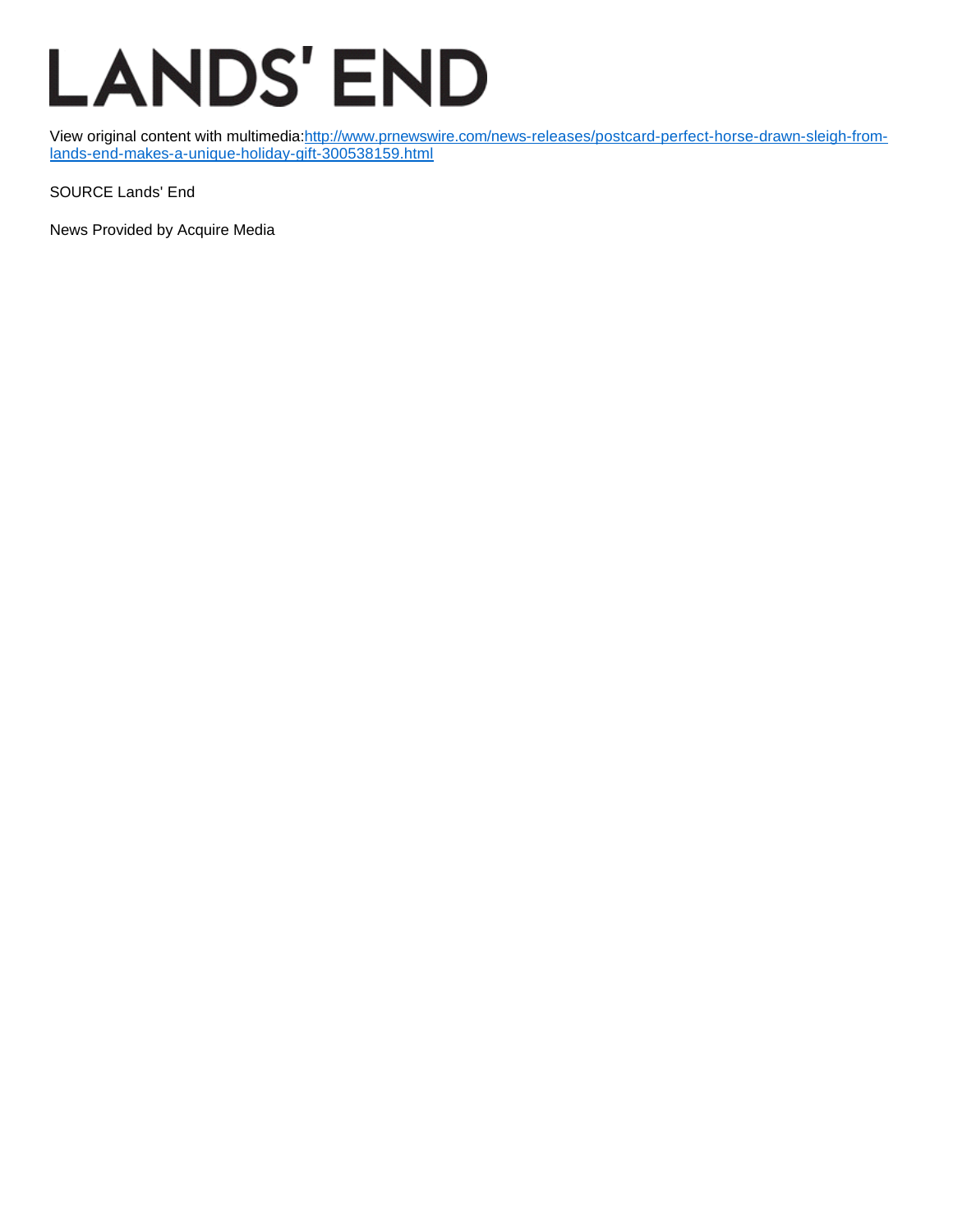# LANDS' END

View original content with multimedia:[http://www.prnewswire.com/news-releases/postcard-perfect-horse-drawn-sleigh-from-lands-end-makes-a-unique-holiday-gift-300538159.html](http://www.prnewswire.com/news-releases/postcard-perfect-horse-drawn-sleigh-from-lands-end-makes-a-unique-holiday-gift-300538159.html)

SOURCE Lands' End

News Provided by Acquire Media